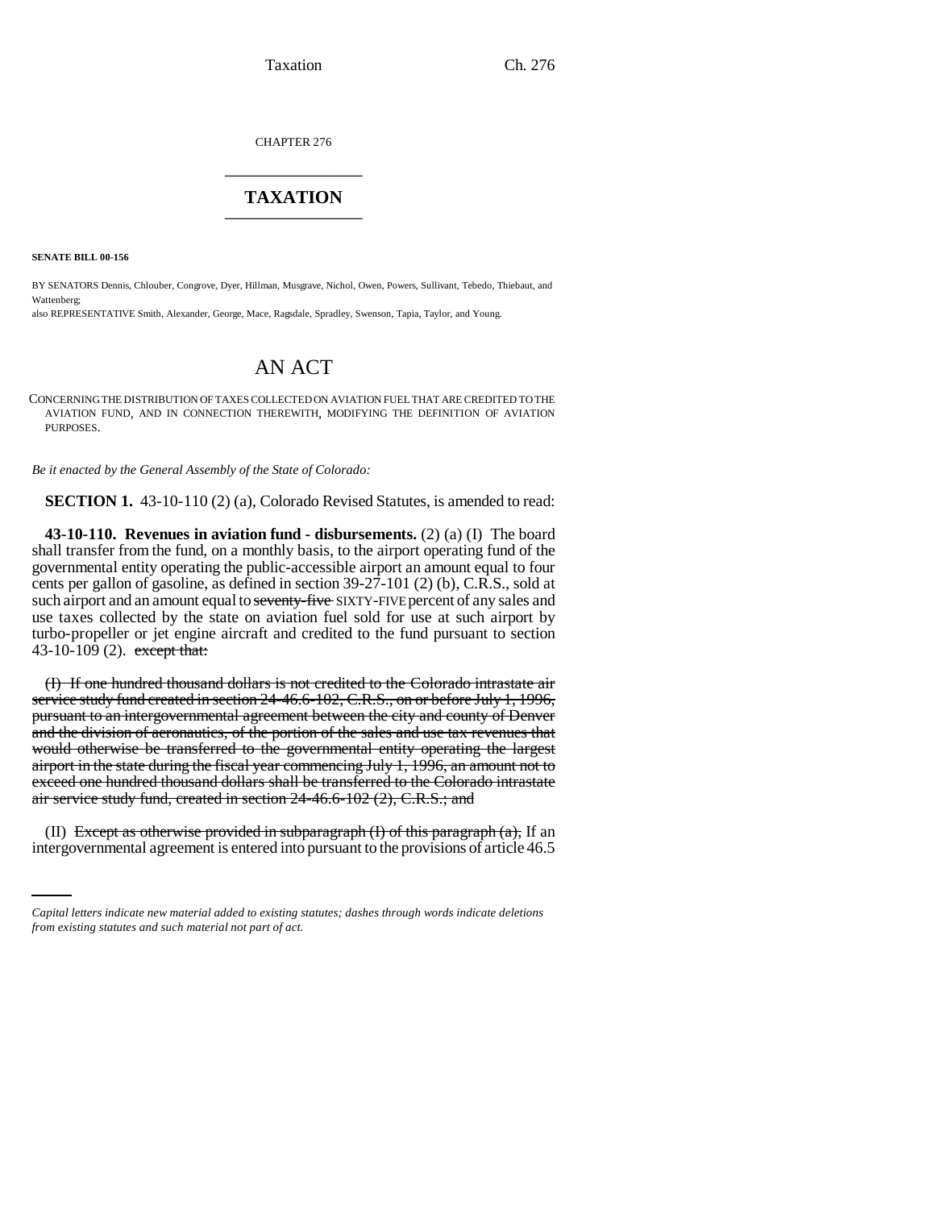CHAPTER 276

---

# TAXATION

---

**SENATE BILL 00-156**

BY SENATORS Dennis, Chlouber, Congrove, Dyer, Hillman, Musgrave, Nichol, Owen, Powers, Sullivant, Tebedo, Thiebaut, and Wattenberg;
also REPRESENTATIVE Smith, Alexander, George, Mace, Ragsdale, Spradley, Swenson, Tapia, Taylor, and Young.

# AN ACT

CONCERNING THE DISTRIBUTION OF TAXES COLLECTED ON AVIATION FUEL THAT ARE CREDITED TO THE AVIATION FUND, AND IN CONNECTION THEREWITH, MODIFYING THE DEFINITION OF AVIATION PURPOSES.

*Be it enacted by the General Assembly of the State of Colorado:*

**SECTION 1.** 43-10-110 (2) (a), Colorado Revised Statutes, is amended to read:

**43-10-110. Revenues in aviation fund - disbursements.** (2) (a) (I) The board shall transfer from the fund, on a monthly basis, to the airport operating fund of the governmental entity operating the public-accessible airport an amount equal to four cents per gallon of gasoline, as defined in section 39-27-101 (2) (b), C.R.S., sold at such airport and an amount equal to ~~seventy-five~~ SIXTY-FIVE percent of any sales and use taxes collected by the state on aviation fuel sold for use at such airport by turbo-propeller or jet engine aircraft and credited to the fund pursuant to section 43-10-109 (2). ~~except that:~~

~~(I) If one hundred thousand dollars is not credited to the Colorado intrastate air service study fund created in section 24-46.6-102, C.R.S., on or before July 1, 1996, pursuant to an intergovernmental agreement between the city and county of Denver and the division of aeronautics, of the portion of the sales and use tax revenues that would otherwise be transferred to the governmental entity operating the largest airport in the state during the fiscal year commencing July 1, 1996, an amount not to exceed one hundred thousand dollars shall be transferred to the Colorado intrastate air service study fund, created in section 24-46.6-102 (2), C.R.S.; and~~

(II) ~~Except as otherwise provided in subparagraph (I) of this paragraph (a),~~ If an intergovernmental agreement is entered into pursuant to the provisions of article 46.5

---

*Capital letters indicate new material added to existing statutes; dashes through words indicate deletions from existing statutes and such material not part of act.*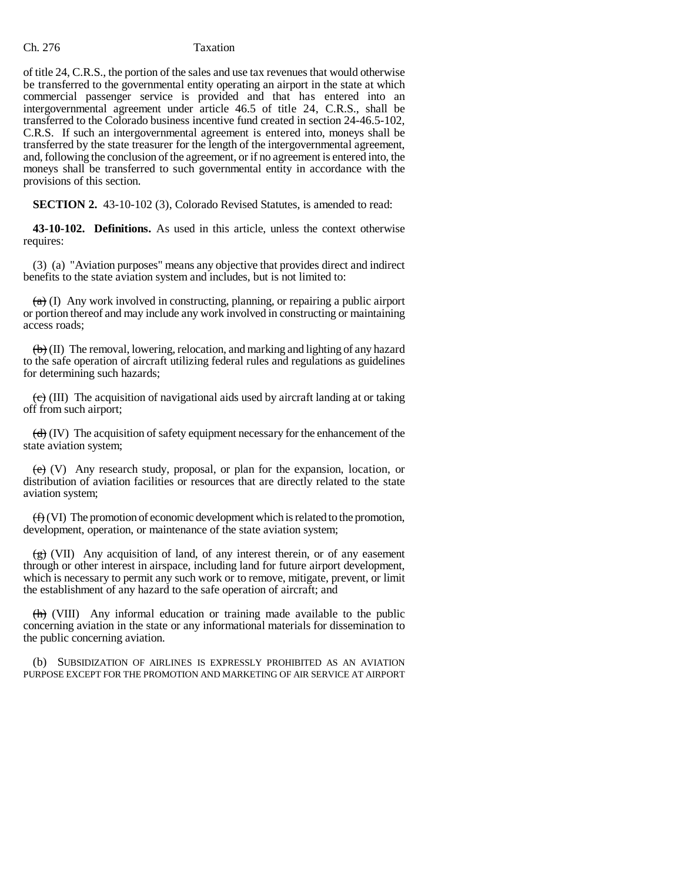of title 24, C.R.S., the portion of the sales and use tax revenues that would otherwise be transferred to the governmental entity operating an airport in the state at which commercial passenger service is provided and that has entered into an intergovernmental agreement under article 46.5 of title 24, C.R.S., shall be transferred to the Colorado business incentive fund created in section 24-46.5-102, C.R.S. If such an intergovernmental agreement is entered into, moneys shall be transferred by the state treasurer for the length of the intergovernmental agreement, and, following the conclusion of the agreement, or if no agreement is entered into, the moneys shall be transferred to such governmental entity in accordance with the provisions of this section.

**SECTION 2.** 43-10-102 (3), Colorado Revised Statutes, is amended to read:

**43-10-102. Definitions.** As used in this article, unless the context otherwise requires:

(3) (a) "Aviation purposes" means any objective that provides direct and indirect benefits to the state aviation system and includes, but is not limited to:

~~(a)~~ (I) Any work involved in constructing, planning, or repairing a public airport or portion thereof and may include any work involved in constructing or maintaining access roads;

~~(b)~~ (II) The removal, lowering, relocation, and marking and lighting of any hazard to the safe operation of aircraft utilizing federal rules and regulations as guidelines for determining such hazards;

~~(c)~~ (III) The acquisition of navigational aids used by aircraft landing at or taking off from such airport;

~~(d)~~ (IV) The acquisition of safety equipment necessary for the enhancement of the state aviation system;

~~(e)~~ (V) Any research study, proposal, or plan for the expansion, location, or distribution of aviation facilities or resources that are directly related to the state aviation system;

~~(f)~~ (VI) The promotion of economic development which is related to the promotion, development, operation, or maintenance of the state aviation system;

~~(g)~~ (VII) Any acquisition of land, of any interest therein, or of any easement through or other interest in airspace, including land for future airport development, which is necessary to permit any such work or to remove, mitigate, prevent, or limit the establishment of any hazard to the safe operation of aircraft; and

~~(h)~~ (VIII) Any informal education or training made available to the public concerning aviation in the state or any informational materials for dissemination to the public concerning aviation.

(b) SUBSIDIZATION OF AIRLINES IS EXPRESSLY PROHIBITED AS AN AVIATION PURPOSE EXCEPT FOR THE PROMOTION AND MARKETING OF AIR SERVICE AT AIRPORT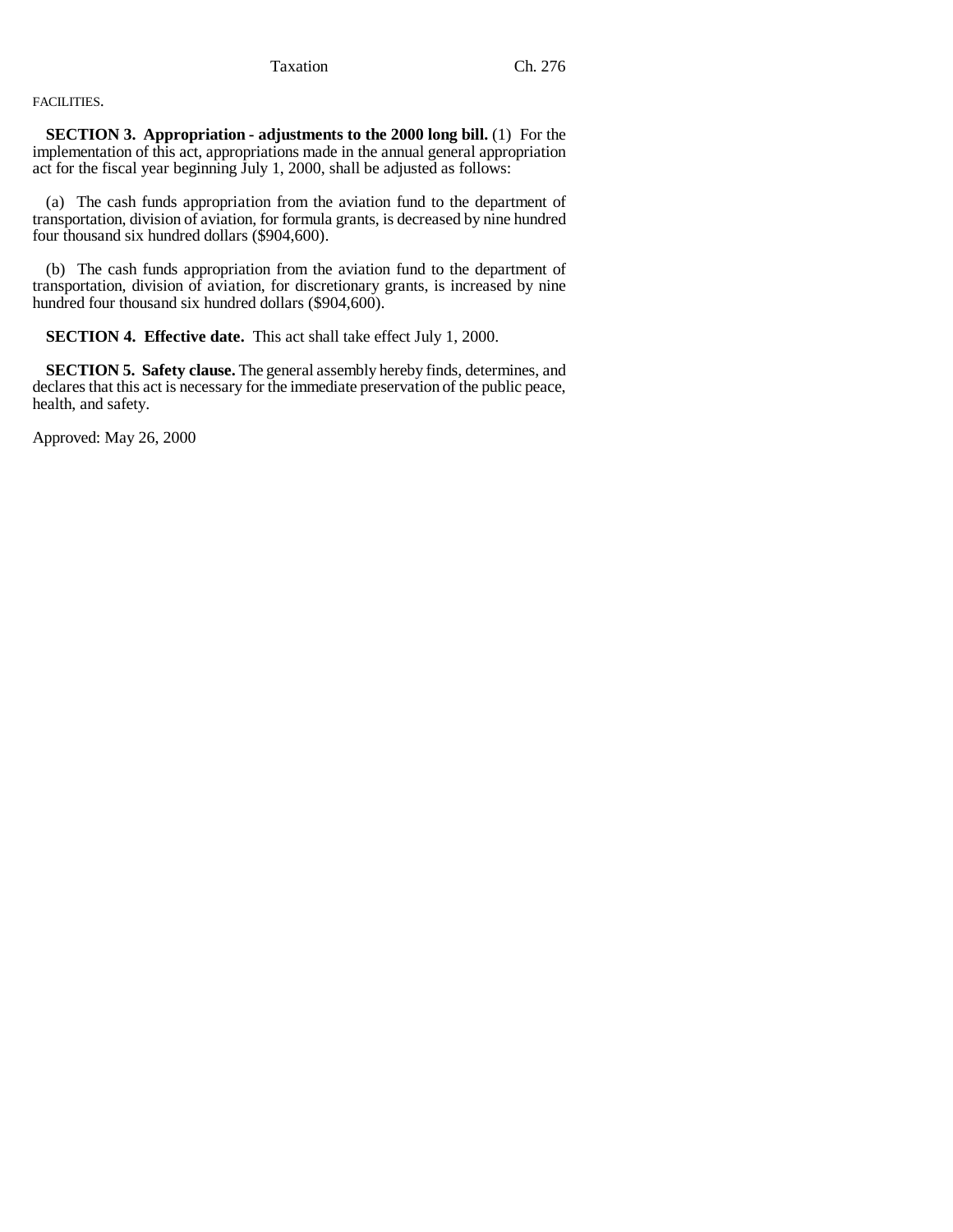FACILITIES.

**SECTION 3. Appropriation - adjustments to the 2000 long bill.** (1) For the implementation of this act, appropriations made in the annual general appropriation act for the fiscal year beginning July 1, 2000, shall be adjusted as follows:

(a) The cash funds appropriation from the aviation fund to the department of transportation, division of aviation, for formula grants, is decreased by nine hundred four thousand six hundred dollars ($904,600).

(b) The cash funds appropriation from the aviation fund to the department of transportation, division of aviation, for discretionary grants, is increased by nine hundred four thousand six hundred dollars ($904,600).

**SECTION 4. Effective date.** This act shall take effect July 1, 2000.

**SECTION 5. Safety clause.** The general assembly hereby finds, determines, and declares that this act is necessary for the immediate preservation of the public peace, health, and safety.

Approved: May 26, 2000